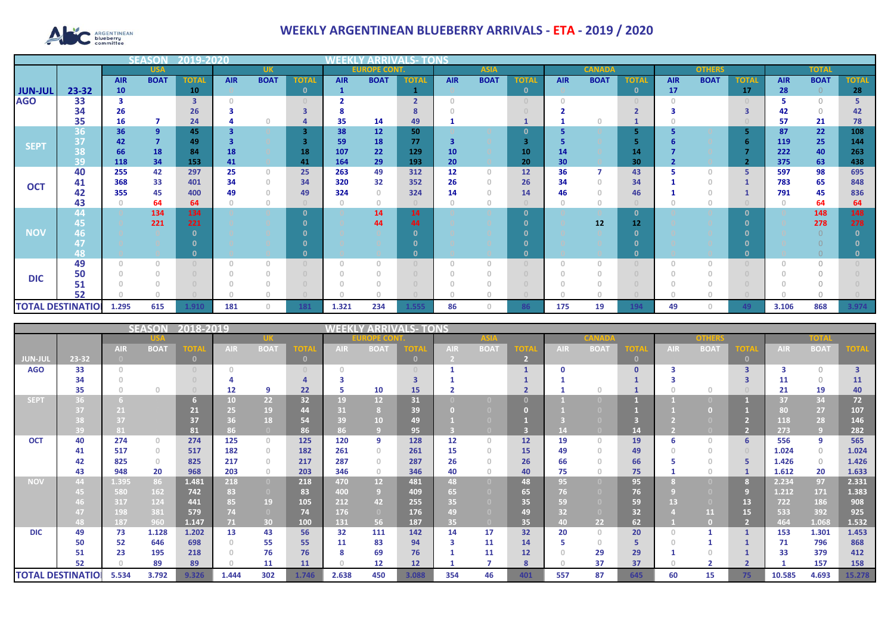# WEEKLY ARGENTINEAN BLUEBERRY ARRIVALS - ETA - 2019 / 2020

## SEASON 2019-2020 — WEEKLY ARRIVALS- TONS

| | | USA | | | UK | | | EUROPE CONT. | | | ASIA | | | CANADA | | | OTHERS | | | TOTAL | | |
|---|---|---|---|---|---|---|---|---|---|---|---|---|---|---|---|---|---|---|---|---|---|---|
| | | AIR | BOAT | TOTAL | AIR | BOAT | TOTAL | AIR | BOAT | TOTAL | AIR | BOAT | TOTAL | AIR | BOAT | TOTAL | AIR | BOAT | TOTAL | AIR | BOAT | TOTAL |
| JUN-JUL | 23-32 | 10 | | 10 | 0 | | 0 | 1 | | 1 | 0 | | 0 | 0 | | 0 | 17 | | 17 | 28 | 0 | 28 |
| AGO | 33 | 3 | | 3 | 0 | | 0 | 2 | | 2 | 0 | | 0 | 0 | | 0 | 0 | | 0 | 5 | 0 | 5 |
| | 34 | 26 | | 26 | 3 | | 3 | 8 | | 8 | 0 | | 0 | 2 | | 2 | 3 | | 3 | 42 | 0 | 42 |
| | 35 | 16 | 7 | 24 | 4 | 0 | 4 | 35 | 14 | 49 | 1 | | 1 | 1 | 0 | 1 | 0 | | 0 | 57 | 21 | 78 |
| SEPT | 36 | 36 | 9 | 45 | 3 | 0 | 3 | 38 | 12 | 50 | 0 | 0 | 0 | 5 | 0 | 5 | 5 | 0 | 5 | 87 | 22 | 108 |
| | 37 | 42 | 7 | 49 | 3 | 0 | 3 | 59 | 18 | 77 | 3 | 0 | 3 | 5 | 0 | 5 | 6 | 0 | 6 | 119 | 25 | 144 |
| | 38 | 66 | 18 | 84 | 18 | 0 | 18 | 107 | 22 | 129 | 10 | 0 | 10 | 14 | 0 | 14 | 7 | 0 | 7 | 222 | 40 | 263 |
| | 39 | 118 | 34 | 153 | 41 | 0 | 41 | 164 | 29 | 193 | 20 | 0 | 20 | 30 | 0 | 30 | 2 | 0 | 2 | 375 | 63 | 438 |
| OCT | 40 | 255 | 42 | 297 | 25 | 0 | 25 | 263 | 49 | 312 | 12 | 0 | 12 | 36 | 7 | 43 | 5 | 0 | 5 | 597 | 98 | 695 |
| | 41 | 368 | 33 | 401 | 34 | 0 | 34 | 320 | 32 | 352 | 26 | 0 | 26 | 34 | 0 | 34 | 1 | 0 | 1 | 783 | 65 | 848 |
| | 42 | 355 | 45 | 400 | 49 | 0 | 49 | 324 | 0 | 324 | 14 | 0 | 14 | 46 | 0 | 46 | 1 | 0 | 1 | 791 | 45 | 836 |
| | 43 | 0 | 64 | 64 | 0 | 0 | 0 | 0 | 0 | 0 | 0 | 0 | 0 | 0 | 0 | 0 | 0 | 0 | 0 | 0 | 64 | 64 |
| NOV | 44 | 0 | 134 | 134 | 0 | 0 | 0 | 0 | 14 | 14 | 0 | 0 | 0 | 0 | 0 | 0 | 0 | 0 | 0 | 0 | 148 | 148 |
| | 45 | 0 | 221 | 221 | 0 | 0 | 0 | 0 | 44 | 44 | 0 | 0 | 0 | 0 | 12 | 12 | 0 | 0 | 0 | 0 | 278 | 278 |
| | 46 | 0 | 0 | 0 | 0 | 0 | 0 | 0 | 0 | 0 | 0 | 0 | 0 | 0 | 0 | 0 | 0 | 0 | 0 | 0 | 0 | 0 |
| | 47 | 0 | 0 | 0 | 0 | 0 | 0 | 0 | 0 | 0 | 0 | 0 | 0 | 0 | 0 | 0 | 0 | 0 | 0 | 0 | 0 | 0 |
| | 48 | 0 | 0 | 0 | 0 | 0 | 0 | 0 | 0 | 0 | 0 | 0 | 0 | 0 | 0 | 0 | 0 | 0 | 0 | 0 | 0 | 0 |
| DIC | 49 | 0 | 0 | 0 | 0 | 0 | 0 | 0 | 0 | 0 | 0 | 0 | 0 | 0 | 0 | 0 | 0 | 0 | 0 | 0 | 0 | 0 |
| | 50 | 0 | 0 | 0 | 0 | 0 | 0 | 0 | 0 | 0 | 0 | 0 | 0 | 0 | 0 | 0 | 0 | 0 | 0 | 0 | 0 | 0 |
| | 51 | 0 | 0 | 0 | 0 | 0 | 0 | 0 | 0 | 0 | 0 | 0 | 0 | 0 | 0 | 0 | 0 | 0 | 0 | 0 | 0 | 0 |
| | 52 | 0 | 0 | 0 | 0 | 0 | 0 | 0 | 0 | 0 | 0 | 0 | 0 | 0 | 0 | 0 | 0 | 0 | 0 | 0 | 0 | 0 |
| TOTAL DESTINATION | | 1.295 | 615 | 1.910 | 181 | 0 | 181 | 1.321 | 234 | 1.555 | 86 | 0 | 86 | 175 | 19 | 194 | 49 | 0 | 49 | 3.106 | 868 | 3.974 |

## SEASON 2018-2019 — WEEKLY ARRIVALS- TONS

| | | USA | | | UK | | | EUROPE CONT. | | | ASIA | | | CANADA | | | OTHERS | | | TOTAL | | |
|---|---|---|---|---|---|---|---|---|---|---|---|---|---|---|---|---|---|---|---|---|---|---|
| | | AIR | BOAT | TOTAL | AIR | BOAT | TOTAL | AIR | BOAT | TOTAL | AIR | BOAT | TOTAL | AIR | BOAT | TOTAL | AIR | BOAT | TOTAL | AIR | BOAT | TOTAL |
| JUN-JUL | 23-32 | 0 | | 0 | | | 0 | | | 0 | 2 | | 2 | | | 0 | | | 0 | | | |
| AGO | 33 | 0 | | 0 | 0 | | 0 | 0 | | 0 | 1 | | 1 | 0 | | 0 | 3 | | 3 | 3 | 0 | 3 |
| | 34 | 0 | | 0 | 4 | | 4 | 3 | | 3 | 1 | | 1 | 1 | | 1 | 3 | | 3 | 11 | 0 | 11 |
| | 35 | 0 | 0 | 0 | 12 | 9 | 22 | 5 | 10 | 15 | 2 | | 2 | 1 | 0 | 1 | 0 | 0 | 0 | 21 | 19 | 40 |
| SEPT | 36 | 6 | | 6 | 10 | 22 | 32 | 19 | 12 | 31 | 0 | 0 | 0 | 1 | 0 | 1 | 1 | 0 | 1 | 37 | 34 | 72 |
| | 37 | 21 | | 21 | 25 | 19 | 44 | 31 | 8 | 39 | 0 | 0 | 0 | 1 | 0 | 1 | 1 | 0 | 1 | 80 | 27 | 107 |
| | 38 | 37 | | 37 | 36 | 18 | 54 | 39 | 10 | 49 | 1 | 0 | 1 | 3 | 0 | 3 | 2 | 0 | 2 | 118 | 28 | 146 |
| | 39 | 81 | | 81 | 86 | 0 | 86 | 86 | 9 | 95 | 3 | 0 | 3 | 14 | 0 | 14 | 2 | 0 | 2 | 273 | 9 | 282 |
| OCT | 40 | 274 | 0 | 274 | 125 | 0 | 125 | 120 | 9 | 128 | 12 | 0 | 12 | 19 | 0 | 19 | 6 | 0 | 6 | 556 | 9 | 565 |
| | 41 | 517 | 0 | 517 | 182 | 0 | 182 | 261 | 0 | 261 | 15 | 0 | 15 | 49 | 0 | 49 | 0 | 0 | 0 | 1.024 | 0 | 1.024 |
| | 42 | 825 | 0 | 825 | 217 | 0 | 217 | 287 | 0 | 287 | 26 | 0 | 26 | 66 | 0 | 66 | 5 | 0 | 5 | 1.426 | 0 | 1.426 |
| | 43 | 948 | 20 | 968 | 203 | 0 | 203 | 346 | 0 | 346 | 40 | 0 | 40 | 75 | 0 | 75 | 1 | 0 | 1 | 1.612 | 20 | 1.633 |
| NOV | 44 | 1.395 | 86 | 1.481 | 218 | 0 | 218 | 470 | 12 | 481 | 48 | 0 | 48 | 95 | 0 | 95 | 8 | 0 | 8 | 2.234 | 97 | 2.331 |
| | 45 | 580 | 162 | 742 | 83 | 0 | 83 | 400 | 9 | 409 | 65 | 0 | 65 | 76 | 0 | 76 | 9 | 0 | 9 | 1.212 | 171 | 1.383 |
| | 46 | 317 | 124 | 441 | 85 | 19 | 105 | 212 | 42 | 255 | 35 | 0 | 35 | 59 | 0 | 59 | 13 | 0 | 13 | 722 | 186 | 908 |
| | 47 | 198 | 381 | 579 | 74 | 0 | 74 | 176 | 0 | 176 | 49 | 0 | 49 | 32 | 0 | 32 | 4 | 11 | 15 | 533 | 392 | 925 |
| | 48 | 187 | 960 | 1.147 | 71 | 30 | 100 | 131 | 56 | 187 | 35 | 0 | 35 | 40 | 22 | 62 | 1 | 0 | 2 | 464 | 1.068 | 1.532 |
| DIC | 49 | 73 | 1.128 | 1.202 | 13 | 43 | 56 | 32 | 111 | 142 | 14 | 17 | 32 | 20 | 0 | 20 | 0 | 1 | 1 | 153 | 1.301 | 1.453 |
| | 50 | 52 | 646 | 698 | 0 | 55 | 55 | 11 | 83 | 94 | 3 | 11 | 14 | 5 | 0 | 5 | 0 | 1 | 1 | 71 | 796 | 868 |
| | 51 | 23 | 195 | 218 | 0 | 76 | 76 | 8 | 69 | 76 | 1 | 11 | 12 | 0 | 29 | 29 | 1 | 0 | 1 | 33 | 379 | 412 |
| | 52 | 0 | 89 | 89 | 0 | 11 | 11 | 0 | 12 | 12 | 1 | 7 | 8 | 0 | 37 | 37 | 0 | 2 | 2 | 1 | 157 | 158 |
| TOTAL DESTINATION | | 5.534 | 3.792 | 9.326 | 1.444 | 302 | 1.746 | 2.638 | 450 | 3.088 | 354 | 46 | 401 | 557 | 87 | 645 | 60 | 15 | 75 | 10.585 | 4.693 | 15.278 |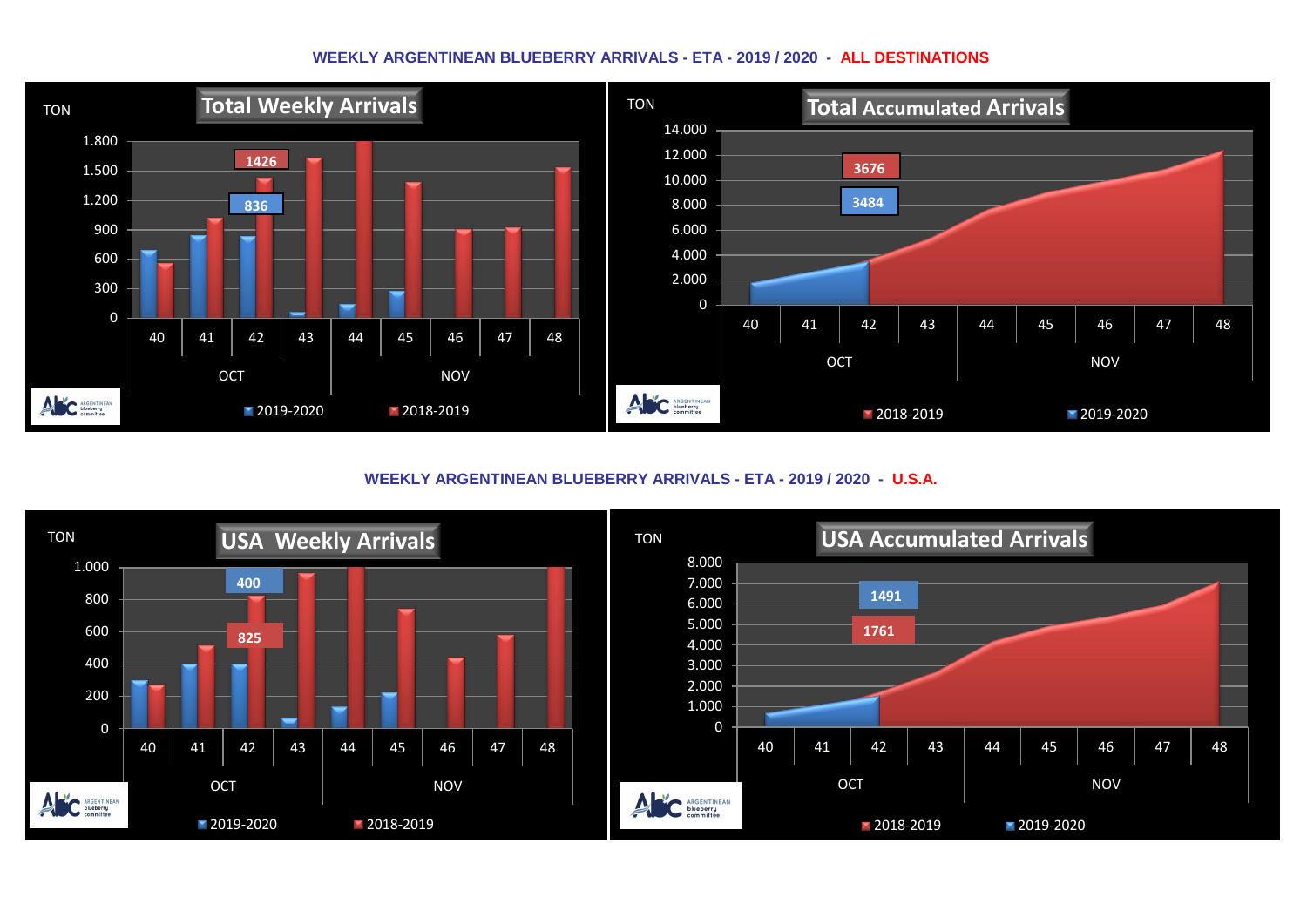## WEEKLY ARGENTINEAN BLUEBERRY ARRIVALS - ETA - 2019 / 2020 - ALL DESTINATIONS

**Total Weekly Arrivals**

TON

1.800
1.500
1.200
900
600
300
0

1426
836

40 41 42 43 44 45 46 47 48

OCT NOV

2019-2020 2018-2019

**Total Accumulated Arrivals**

TON

14.000
12.000
10.000
8.000
6.000
4.000
2.000
0

3676
3484

40 41 42 43 44 45 46 47 48

OCT NOV

2018-2019 2019-2020

## WEEKLY ARGENTINEAN BLUEBERRY ARRIVALS - ETA - 2019 / 2020 - U.S.A.

**USA Weekly Arrivals**

TON

1.000
800
600
400
200
0

400
825

40 41 42 43 44 45 46 47 48

OCT NOV

2019-2020 2018-2019

**USA Accumulated Arrivals**

TON

8.000
7.000
6.000
5.000
4.000
3.000
2.000
1.000
0

1491
1761

40 41 42 43 44 45 46 47 48

OCT NOV

2018-2019 2019-2020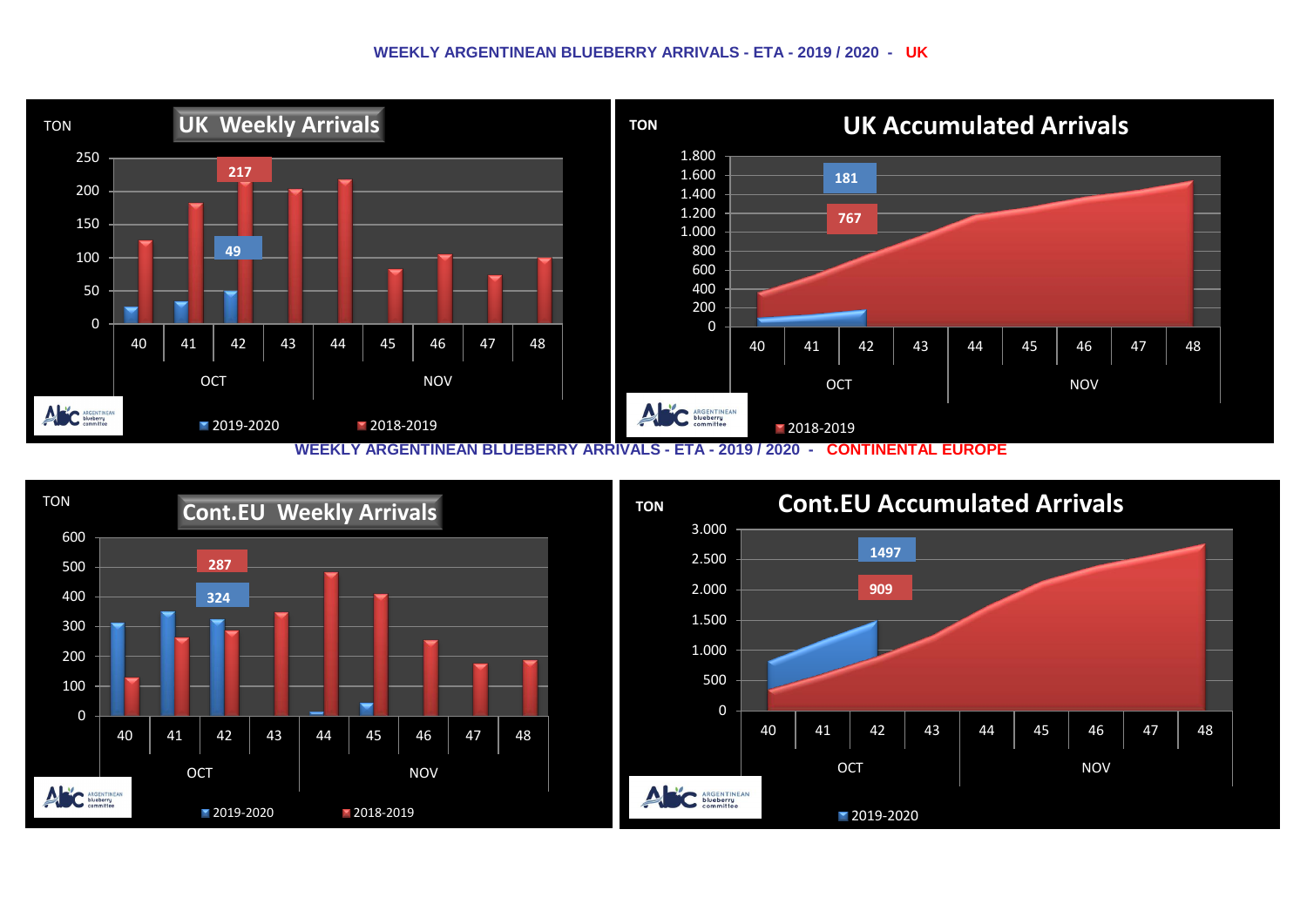## WEEKLY ARGENTINEAN BLUEBERRY ARRIVALS - ETA - 2019 / 2020 - UK

**UK Weekly Arrivals**

TON

250
200
150
100
50
0

217

49

40 41 42 43 44 45 46 47 48

OCT NOV

2019-2020 2018-2019

**UK Accumulated Arrivals**

TON

1.800
1.600
1.400
1.200
1.000
800
600
400
200
0

181

767

40 41 42 43 44 45 46 47 48

OCT NOV

2018-2019

## WEEKLY ARGENTINEAN BLUEBERRY ARRIVALS - ETA - 2019 / 2020 - CONTINENTAL EUROPE

**Cont.EU Weekly Arrivals**

TON

600
500
400
300
200
100
0

287

324

40 41 42 43 44 45 46 47 48

OCT NOV

2019-2020 2018-2019

**Cont.EU Accumulated Arrivals**

TON

3.000
2.500
2.000
1.500
1.000
500
0

1497

909

40 41 42 43 44 45 46 47 48

OCT NOV

2019-2020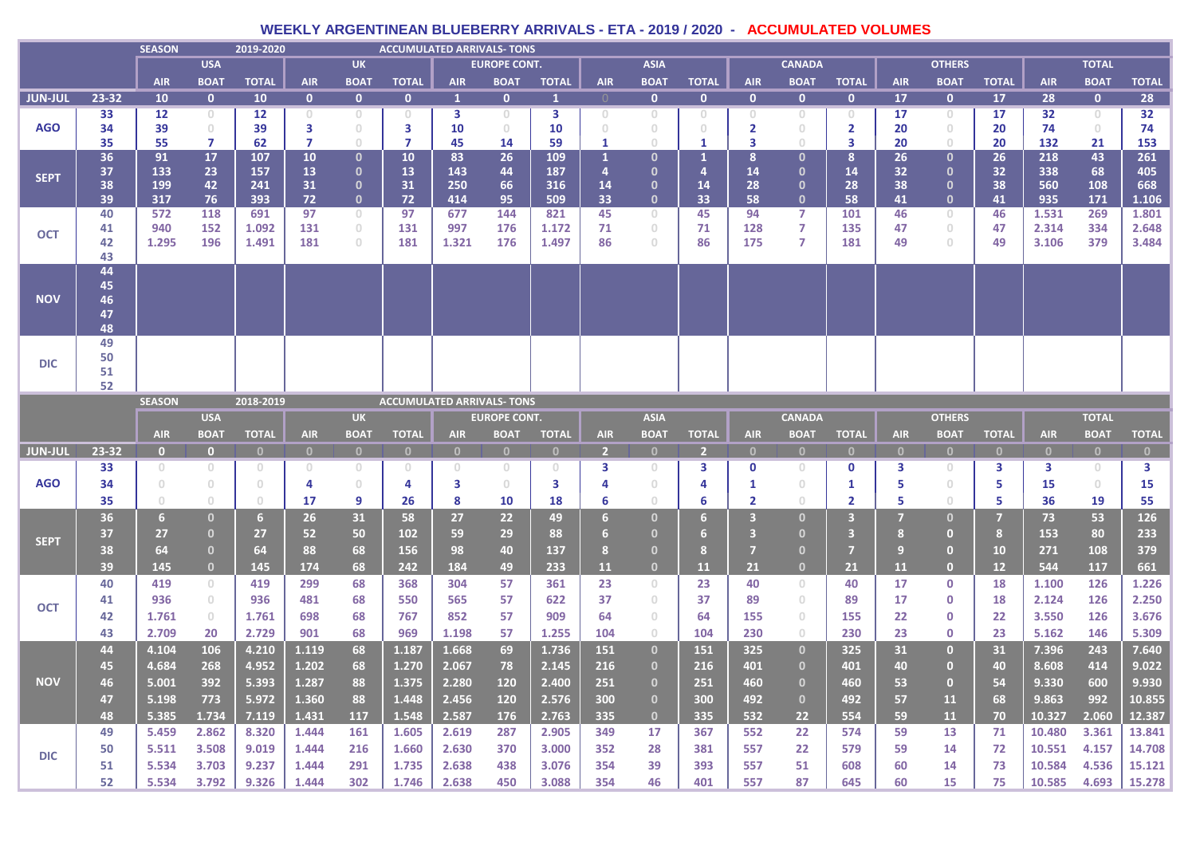# WEEKLY ARGENTINEAN BLUEBERRY ARRIVALS - ETA - 2019 / 2020 - ACCUMULATED VOLUMES

| | | SEASON 2019-2020 ACCUMULATED ARRIVALS- TONS | | | | | | | | | | | | | | | | | | | | |
|---|---|---|---|---|---|---|---|---|---|---|---|---|---|---|---|---|---|---|---|---|---|---|
| | | USA | | | UK | | | EUROPE CONT. | | | ASIA | | | CANADA | | | OTHERS | | | TOTAL | | |
| | | AIR | BOAT | TOTAL | AIR | BOAT | TOTAL | AIR | BOAT | TOTAL | AIR | BOAT | TOTAL | AIR | BOAT | TOTAL | AIR | BOAT | TOTAL | AIR | BOAT | TOTAL |
| JUN-JUL | 23-32 | 10 | 0 | 10 | 0 | 0 | 0 | 1 | 0 | 1 | 0 | 0 | 0 | 0 | 0 | 0 | 17 | 0 | 17 | 28 | 0 | 28 |
| AGO | 33 | 12 | 0 | 12 | 0 | 0 | 0 | 3 | 0 | 3 | 0 | 0 | 0 | 0 | 0 | 0 | 17 | 0 | 17 | 32 | 0 | 32 |
| | 34 | 39 | 0 | 39 | 3 | 0 | 3 | 10 | 0 | 10 | 0 | 0 | 0 | 2 | 0 | 2 | 20 | 0 | 20 | 74 | 0 | 74 |
| | 35 | 55 | 7 | 62 | 7 | 0 | 7 | 45 | 14 | 59 | 1 | 0 | 1 | 3 | 0 | 3 | 20 | 0 | 20 | 132 | 21 | 153 |
| SEPT | 36 | 91 | 17 | 107 | 10 | 0 | 10 | 83 | 26 | 109 | 1 | 0 | 1 | 8 | 0 | 8 | 26 | 0 | 26 | 218 | 43 | 261 |
| | 37 | 133 | 23 | 157 | 13 | 0 | 13 | 143 | 44 | 187 | 4 | 0 | 4 | 14 | 0 | 14 | 32 | 0 | 32 | 338 | 68 | 405 |
| | 38 | 199 | 42 | 241 | 31 | 0 | 31 | 250 | 66 | 316 | 14 | 0 | 14 | 28 | 0 | 28 | 38 | 0 | 38 | 560 | 108 | 668 |
| | 39 | 317 | 76 | 393 | 72 | 0 | 72 | 414 | 95 | 509 | 33 | 0 | 33 | 58 | 0 | 58 | 41 | 0 | 41 | 935 | 171 | 1.106 |
| OCT | 40 | 572 | 118 | 691 | 97 | 0 | 97 | 677 | 144 | 821 | 45 | 0 | 45 | 94 | 7 | 101 | 46 | 0 | 46 | 1.531 | 269 | 1.801 |
| | 41 | 940 | 152 | 1.092 | 131 | 0 | 131 | 997 | 176 | 1.172 | 71 | 0 | 71 | 128 | 7 | 135 | 47 | 0 | 47 | 2.314 | 334 | 2.648 |
| | 42 | 1.295 | 196 | 1.491 | 181 | 0 | 181 | 1.321 | 176 | 1.497 | 86 | 0 | 86 | 175 | 7 | 181 | 49 | 0 | 49 | 3.106 | 379 | 3.484 |
| | 43 | | | | | | | | | | | | | | | | | | | | | |
| NOV | 44 | | | | | | | | | | | | | | | | | | | | | |
| | 45 | | | | | | | | | | | | | | | | | | | | | |
| | 46 | | | | | | | | | | | | | | | | | | | | | |
| | 47 | | | | | | | | | | | | | | | | | | | | | |
| | 48 | | | | | | | | | | | | | | | | | | | | | |
| DIC | 49 | | | | | | | | | | | | | | | | | | | | | |
| | 50 | | | | | | | | | | | | | | | | | | | | | |
| | 51 | | | | | | | | | | | | | | | | | | | | | |
| | 52 | | | | | | | | | | | | | | | | | | | | | |

| | | SEASON 2018-2019 ACCUMULATED ARRIVALS- TONS | | | | | | | | | | | | | | | | | | | | |
|---|---|---|---|---|---|---|---|---|---|---|---|---|---|---|---|---|---|---|---|---|---|---|
| | | USA | | | UK | | | EUROPE CONT. | | | ASIA | | | CANADA | | | OTHERS | | | TOTAL | | |
| | | AIR | BOAT | TOTAL | AIR | BOAT | TOTAL | AIR | BOAT | TOTAL | AIR | BOAT | TOTAL | AIR | BOAT | TOTAL | AIR | BOAT | TOTAL | AIR | BOAT | TOTAL |
| JUN-JUL | 23-32 | 0 | 0 | 0 | 0 | 0 | 0 | 0 | 0 | 0 | 2 | 0 | 2 | 0 | 0 | 0 | 0 | 0 | 0 | 0 | 0 | 0 |
| AGO | 33 | 0 | 0 | 0 | 0 | 0 | 0 | 0 | 0 | 0 | 3 | 0 | 3 | 0 | 0 | 0 | 3 | 0 | 3 | 3 | 0 | 3 |
| | 34 | 0 | 0 | 0 | 4 | 0 | 4 | 3 | 0 | 3 | 4 | 0 | 4 | 1 | 0 | 1 | 5 | 0 | 5 | 15 | 0 | 15 |
| | 35 | 0 | 0 | 0 | 17 | 9 | 26 | 8 | 10 | 18 | 6 | 0 | 6 | 2 | 0 | 2 | 5 | 0 | 5 | 36 | 19 | 55 |
| SEPT | 36 | 6 | 0 | 6 | 26 | 31 | 58 | 27 | 22 | 49 | 6 | 0 | 6 | 3 | 0 | 3 | 7 | 0 | 7 | 73 | 53 | 126 |
| | 37 | 27 | 0 | 27 | 52 | 50 | 102 | 59 | 29 | 88 | 6 | 0 | 6 | 3 | 0 | 3 | 8 | 0 | 8 | 153 | 80 | 233 |
| | 38 | 64 | 0 | 64 | 88 | 68 | 156 | 98 | 40 | 137 | 8 | 0 | 8 | 7 | 0 | 7 | 9 | 0 | 10 | 271 | 108 | 379 |
| | 39 | 145 | 0 | 145 | 174 | 68 | 242 | 184 | 49 | 233 | 11 | 0 | 11 | 21 | 0 | 21 | 11 | 0 | 12 | 544 | 117 | 661 |
| OCT | 40 | 419 | 0 | 419 | 299 | 68 | 368 | 304 | 57 | 361 | 23 | 0 | 23 | 40 | 0 | 40 | 17 | 0 | 18 | 1.100 | 126 | 1.226 |
| | 41 | 936 | 0 | 936 | 481 | 68 | 550 | 565 | 57 | 622 | 37 | 0 | 37 | 89 | 0 | 89 | 17 | 0 | 18 | 2.124 | 126 | 2.250 |
| | 42 | 1.761 | 0 | 1.761 | 698 | 68 | 767 | 852 | 57 | 909 | 64 | 0 | 64 | 155 | 0 | 155 | 22 | 0 | 22 | 3.550 | 126 | 3.676 |
| | 43 | 2.709 | 20 | 2.729 | 901 | 68 | 969 | 1.198 | 57 | 1.255 | 104 | 0 | 104 | 230 | 0 | 230 | 23 | 0 | 23 | 5.162 | 146 | 5.309 |
| NOV | 44 | 4.104 | 106 | 4.210 | 1.119 | 68 | 1.187 | 1.668 | 69 | 1.736 | 151 | 0 | 151 | 325 | 0 | 325 | 31 | 0 | 31 | 7.396 | 243 | 7.640 |
| | 45 | 4.684 | 268 | 4.952 | 1.202 | 68 | 1.270 | 2.067 | 78 | 2.145 | 216 | 0 | 216 | 401 | 0 | 401 | 40 | 0 | 40 | 8.608 | 414 | 9.022 |
| | 46 | 5.001 | 392 | 5.393 | 1.287 | 88 | 1.375 | 2.280 | 120 | 2.400 | 251 | 0 | 251 | 460 | 0 | 460 | 53 | 0 | 54 | 9.330 | 600 | 9.930 |
| | 47 | 5.198 | 773 | 5.972 | 1.360 | 88 | 1.448 | 2.456 | 120 | 2.576 | 300 | 0 | 300 | 492 | 0 | 492 | 57 | 11 | 68 | 9.863 | 992 | 10.855 |
| | 48 | 5.385 | 1.734 | 7.119 | 1.431 | 117 | 1.548 | 2.587 | 176 | 2.763 | 335 | 0 | 335 | 532 | 22 | 554 | 59 | 11 | 70 | 10.327 | 2.060 | 12.387 |
| DIC | 49 | 5.459 | 2.862 | 8.320 | 1.444 | 161 | 1.605 | 2.619 | 287 | 2.905 | 349 | 17 | 367 | 552 | 22 | 574 | 59 | 13 | 71 | 10.480 | 3.361 | 13.841 |
| | 50 | 5.511 | 3.508 | 9.019 | 1.444 | 216 | 1.660 | 2.630 | 370 | 3.000 | 352 | 28 | 381 | 557 | 22 | 579 | 59 | 14 | 72 | 10.551 | 4.157 | 14.708 |
| | 51 | 5.534 | 3.703 | 9.237 | 1.444 | 291 | 1.735 | 2.638 | 438 | 3.076 | 354 | 39 | 393 | 557 | 51 | 608 | 60 | 14 | 73 | 10.584 | 4.536 | 15.121 |
| | 52 | 5.534 | 3.792 | 9.326 | 1.444 | 302 | 1.746 | 2.638 | 450 | 3.088 | 354 | 46 | 401 | 557 | 87 | 645 | 60 | 15 | 75 | 10.585 | 4.693 | 15.278 |